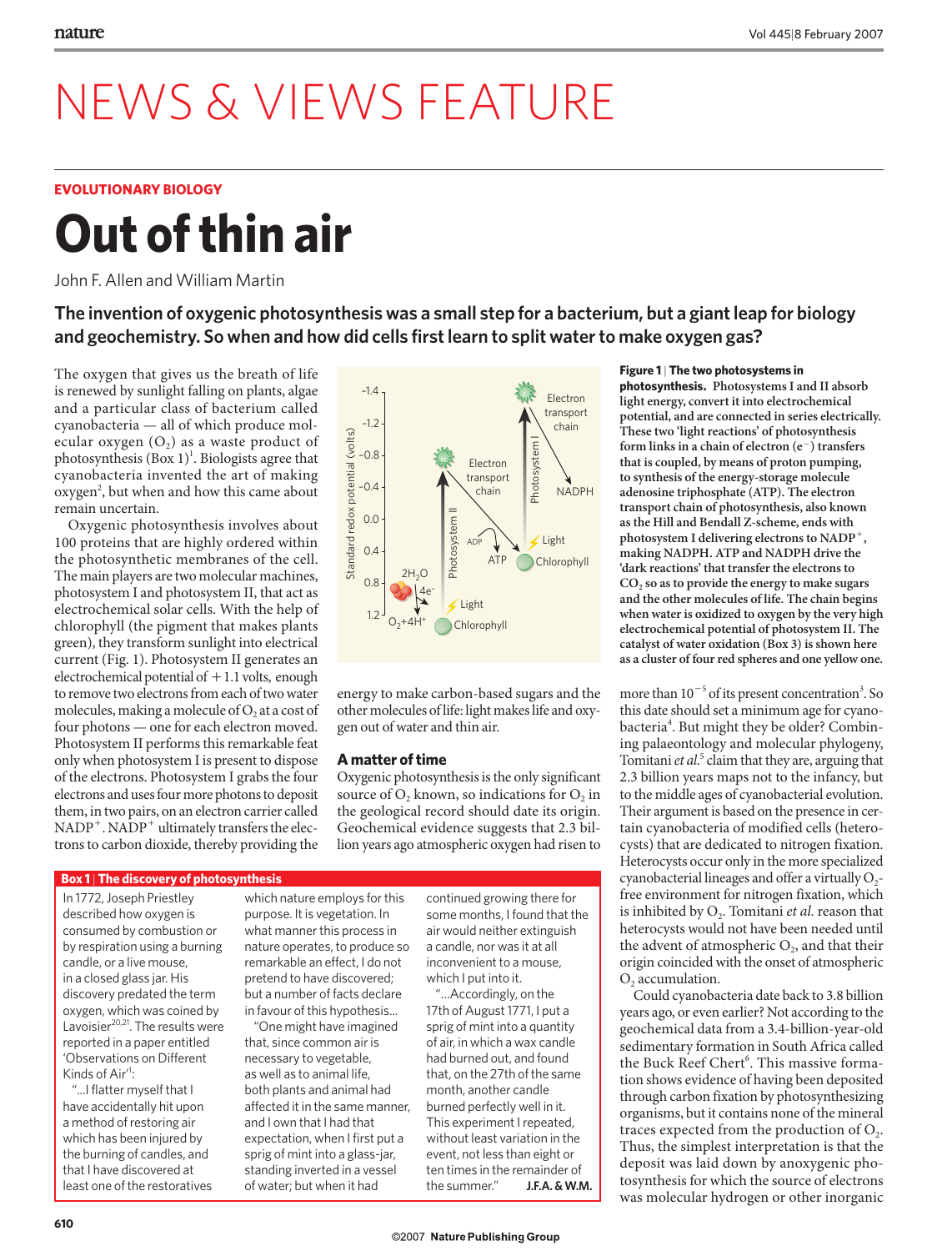# NEWS & VIEWS FEATURE

**EVOLUTIONARY BIOLOGY**

# Out of thin air

John F. Allen and William Martin

**The invention of oxygenic photosynthesis was a small step for a bacterium, but a giant leap for biology and geochemistry. So when and how did cells first learn to split water to make oxygen gas?**

The oxygen that gives us the breath of life is renewed by sunlight falling on plants, algae and a particular class of bacterium called cyanobacteria — all of which produce molecular oxygen ($O_2$) as a waste product of photosynthesis (Box 1)[1]. Biologists agree that cyanobacteria invented the art of making oxygen[2], but when and how this came about remain uncertain.

Oxygenic photosynthesis involves about 100 proteins that are highly ordered within the photosynthetic membranes of the cell. The main players are two molecular machines, photosystem I and photosystem II, that act as electrochemical solar cells. With the help of chlorophyll (the pigment that makes plants green), they transform sunlight into electrical current (Fig. 1). Photosystem II generates an electrochemical potential of +1.1 volts, enough to remove two electrons from each of two water molecules, making a molecule of $O_2$ at a cost of four photons — one for each electron moved. Photosystem II performs this remarkable feat only when photosystem I is present to dispose of the electrons. Photosystem I grabs the four electrons and uses four more photons to deposit them, in two pairs, on an electron carrier called $NADP^+$. $NADP^+$ ultimately transfers the electrons to carbon dioxide, thereby providing the energy to make carbon-based sugars and the other molecules of life: light makes life and oxygen out of water and thin air.

**Figure 1 | The two photosystems in photosynthesis.** Photosystems I and II absorb light energy, convert it into electrochemical potential, and are connected in series electrically. These two 'light reactions' of photosynthesis form links in a chain of electron ($e^-$) transfers that is coupled, by means of proton pumping, to synthesis of the energy-storage molecule adenosine triphosphate (ATP). The electron transport chain of photosynthesis, also known as the Hill and Bendall Z-scheme, ends with photosystem I delivering electrons to $NADP^+$, making NADPH. ATP and NADPH drive the 'dark reactions' that transfer the electrons to $CO_2$ so as to provide the energy to make sugars and the other molecules of life. The chain begins when water is oxidized to oxygen by the very high electrochemical potential of photosystem II. The catalyst of water oxidation (Box 3) is shown here as a cluster of four red spheres and one yellow one.

## A matter of time

Oxygenic photosynthesis is the only significant source of $O_2$ known, so indications for $O_2$ in the geological record should date its origin. Geochemical evidence suggests that 2.3 billion years ago atmospheric oxygen had risen to more than $10^{-5}$ of its present concentration[3]. So this date should set a minimum age for cyanobacteria[4]. But might they be older? Combining palaeontology and molecular phylogeny, Tomitani *et al.*[5] claim that they are, arguing that 2.3 billion years maps not to the infancy, but to the middle ages of cyanobacterial evolution. Their argument is based on the presence in certain cyanobacteria of modified cells (heterocysts) that are dedicated to nitrogen fixation. Heterocysts occur only in the more specialized cyanobacterial lineages and offer a virtually $O_2$-free environment for nitrogen fixation, which is inhibited by $O_2$. Tomitani *et al.* reason that heterocysts would not have been needed until the advent of atmospheric $O_2$, and that their origin coincided with the onset of atmospheric $O_2$ accumulation.

Could cyanobacteria date back to 3.8 billion years ago, or even earlier? Not according to the geochemical data from a 3.4-billion-year-old sedimentary formation in South Africa called the Buck Reef Chert[6]. This massive formation shows evidence of having been deposited through carbon fixation by photosynthesizing organisms, but it contains none of the mineral traces expected from the production of $O_2$. Thus, the simplest interpretation is that the deposit was laid down by anoxygenic photosynthesis for which the source of electrons was molecular hydrogen or other inorganic

**Box 1 | The discovery of photosynthesis**

In 1772, Joseph Priestley described how oxygen is consumed by combustion or by respiration using a burning candle, or a live mouse, in a closed glass jar. His discovery predated the term oxygen, which was coined by Lavoisier[20,21]. The results were reported in a paper entitled 'Observations on Different Kinds of Air'[1]:

"...I flatter myself that I have accidentally hit upon a method of restoring air which has been injured by the burning of candles, and that I have discovered at least one of the restoratives which nature employs for this purpose. It is vegetation. In what manner this process in nature operates, to produce so remarkable an effect, I do not pretend to have discovered; but a number of facts declare in favour of this hypothesis...

"One might have imagined that, since common air is necessary to vegetable, as well as to animal life, both plants and animal had affected it in the same manner, and I own that I had that expectation, when I first put a sprig of mint into a glass-jar, standing inverted in a vessel of water; but when it had continued growing there for some months, I found that the air would neither extinguish a candle, nor was it at all inconvenient to a mouse, which I put into it.

"...Accordingly, on the 17th of August 1771, I put a sprig of mint into a quantity of air, in which a wax candle had burned out, and found that, on the 27th of the same month, another candle burned perfectly well in it. This experiment I repeated, without least variation in the event, not less than eight or ten times in the remainder of the summer."

**J.F.A. & W.M.**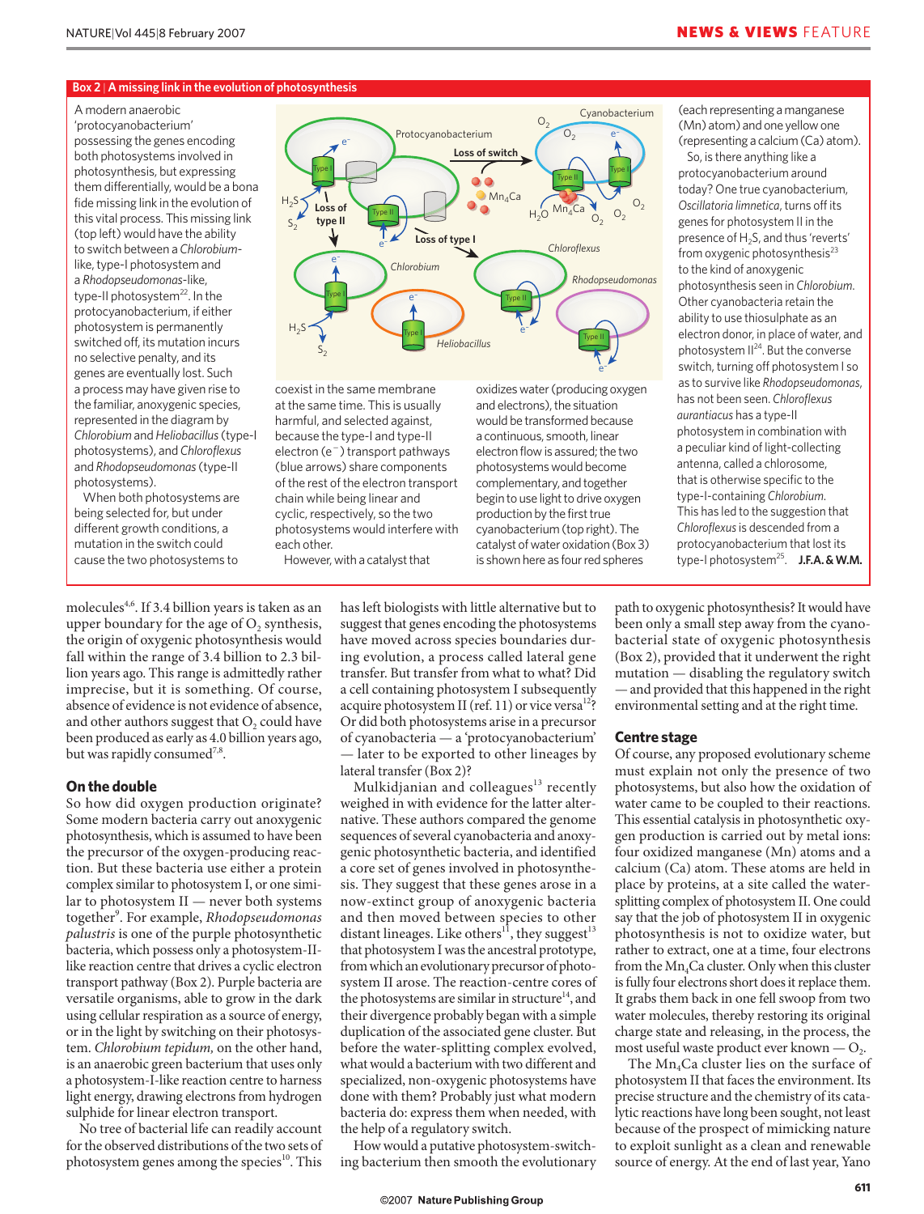## Box 2 | A missing link in the evolution of photosynthesis

A modern anaerobic 'protocyanobacterium' possessing the genes encoding both photosystems involved in photosynthesis, but expressing them differentially, would be a bona fide missing link in the evolution of this vital process. This missing link (top left) would have the ability to switch between a *Chlorobium*-like, type-I photosystem and a *Rhodopseudomonas*-like, type-II photosystem[22]. In the protocyanobacterium, if either photosystem is permanently switched off, its mutation incurs no selective penalty, and its genes are eventually lost. Such a process may have given rise to the familiar, anoxygenic species, represented in the diagram by *Chlorobium* and *Heliobacillus* (type-I photosystems), and *Chloroflexus* and *Rhodopseudomonas* (type-II photosystems).

When both photosystems are being selected for, but under different growth conditions, a mutation in the switch could cause the two photosystems to coexist in the same membrane at the same time. This is usually harmful, and selected against, because the type-I and type-II electron ($e^-$) transport pathways (blue arrows) share components of the rest of the electron transport chain while being linear and cyclic, respectively, so the two photosystems would interfere with each other.

However, with a catalyst that oxidizes water (producing oxygen and electrons), the situation would be transformed because a continuous, smooth, linear electron flow is assured; the two photosystems would become complementary, and together begin to use light to drive oxygen production by the first true cyanobacterium (top right). The catalyst of water oxidation (Box 3) is shown here as four red spheres (each representing a manganese (Mn) atom) and one yellow one (representing a calcium (Ca) atom).

So, is there anything like a protocyanobacterium around today? One true cyanobacterium, *Oscillatoria limnetica*, turns off its genes for photosystem II in the presence of $H_2S$, and thus 'reverts' from oxygenic photosynthesis[23] to the kind of anoxygenic photosynthesis seen in *Chlorobium*. Other cyanobacteria retain the ability to use thiosulphate as an electron donor, in place of water, and photosystem II[24]. But the converse switch, turning off photosystem I so as to survive like *Rhodopseudomonas*, has not been seen. *Chloroflexus aurantiacus* has a type-II photosystem in combination with a peculiar kind of light-collecting antenna, called a chlorosome, that is otherwise specific to the type-I-containing *Chlorobium*. This has led to the suggestion that *Chloroflexus* is descended from a protocyanobacterium that lost its type-I photosystem[25]. **J.F.A. & W.M.**

molecules[4,6]. If 3.4 billion years is taken as an upper boundary for the age of $O_2$ synthesis, the origin of oxygenic photosynthesis would fall within the range of 3.4 billion to 2.3 billion years ago. This range is admittedly rather imprecise, but it is something. Of course, absence of evidence is not evidence of absence, and other authors suggest that $O_2$ could have been produced as early as 4.0 billion years ago, but was rapidly consumed[7,8].

### On the double

So how did oxygen production originate? Some modern bacteria carry out anoxygenic photosynthesis, which is assumed to have been the precursor of the oxygen-producing reaction. But these bacteria use either a protein complex similar to photosystem I, or one similar to photosystem II — never both systems together[9]. For example, *Rhodopseudomonas palustris* is one of the purple photosynthetic bacteria, which possess only a photosystem-II-like reaction centre that drives a cyclic electron transport pathway (Box 2). Purple bacteria are versatile organisms, able to grow in the dark using cellular respiration as a source of energy, or in the light by switching on their photosystem. *Chlorobium tepidum*, on the other hand, is an anaerobic green bacterium that uses only a photosystem-I-like reaction centre to harness light energy, drawing electrons from hydrogen sulphide for linear electron transport.

No tree of bacterial life can readily account for the observed distributions of the two sets of photosystem genes among the species[10]. This has left biologists with little alternative but to suggest that genes encoding the photosystems have moved across species boundaries during evolution, a process called lateral gene transfer. But transfer from what to what? Did a cell containing photosystem I subsequently acquire photosystem II (ref. 11) or vice versa[12]? Or did both photosystems arise in a precursor of cyanobacteria — a 'protocyanobacterium' — later to be exported to other lineages by lateral transfer (Box 2)?

Mulkidjanian and colleagues[13] recently weighed in with evidence for the latter alternative. These authors compared the genome sequences of several cyanobacteria and anoxygenic photosynthetic bacteria, and identified a core set of genes involved in photosynthesis. They suggest that these genes arose in a now-extinct group of anoxygenic bacteria and then moved between species to other distant lineages. Like others[11], they suggest[13] that photosystem I was the ancestral prototype, from which an evolutionary precursor of photosystem II arose. The reaction-centre cores of the photosystems are similar in structure[14], and their divergence probably began with a simple duplication of the associated gene cluster. But before the water-splitting complex evolved, what would a bacterium with two different and specialized, non-oxygenic photosystems have done with them? Probably just what modern bacteria do: express them when needed, with the help of a regulatory switch.

How would a putative photosystem-switching bacterium then smooth the evolutionary path to oxygenic photosynthesis? It would have been only a small step away from the cyanobacterial state of oxygenic photosynthesis (Box 2), provided that it underwent the right mutation — disabling the regulatory switch — and provided that this happened in the right environmental setting and at the right time.

### Centre stage

Of course, any proposed evolutionary scheme must explain not only the presence of two photosystems, but also how the oxidation of water came to be coupled to their reactions. This essential catalysis in photosynthetic oxygen production is carried out by metal ions: four oxidized manganese (Mn) atoms and a calcium (Ca) atom. These atoms are held in place by proteins, at a site called the water-splitting complex of photosystem II. One could say that the job of photosystem II in oxygenic photosynthesis is not to oxidize water, but rather to extract, one at a time, four electrons from the $Mn_4Ca$ cluster. Only when this cluster is fully four electrons short does it replace them. It grabs them back in one fell swoop from two water molecules, thereby restoring its original charge state and releasing, in the process, the most useful waste product ever known — $O_2$.

The $Mn_4Ca$ cluster lies on the surface of photosystem II that faces the environment. Its precise structure and the chemistry of its catalytic reactions have long been sought, not least because of the prospect of mimicking nature to exploit sunlight as a clean and renewable source of energy. At the end of last year, Yano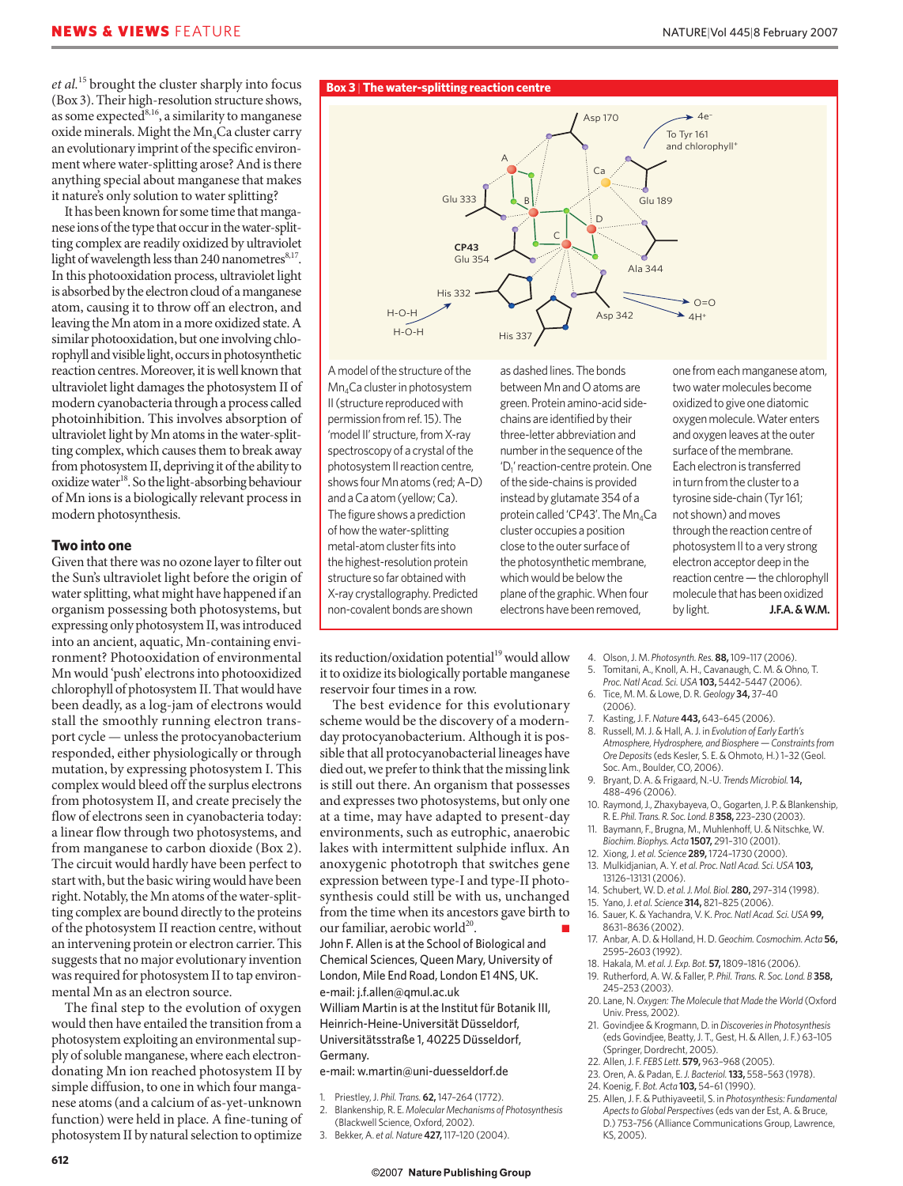*et al.*[15] brought the cluster sharply into focus (Box 3). Their high-resolution structure shows, as some expected[8,16], a similarity to manganese oxide minerals. Might the $Mn_4Ca$ cluster carry an evolutionary imprint of the specific environment where water-splitting arose? And is there anything special about manganese that makes it nature's only solution to water splitting?

It has been known for some time that manganese ions of the type that occur in the water-splitting complex are readily oxidized by ultraviolet light of wavelength less than 240 nanometres[8,17]. In this photooxidation process, ultraviolet light is absorbed by the electron cloud of a manganese atom, causing it to throw off an electron, and leaving the Mn atom in a more oxidized state. A similar photooxidation, but one involving chlorophyll and visible light, occurs in photosynthetic reaction centres. Moreover, it is well known that ultraviolet light damages the photosystem II of modern cyanobacteria through a process called photoinhibition. This involves absorption of ultraviolet light by Mn atoms in the water-splitting complex, which causes them to break away from photosystem II, depriving it of the ability to oxidize water[18]. So the light-absorbing behaviour of Mn ions is a biologically relevant process in modern photosynthesis.

## Two into one

Given that there was no ozone layer to filter out the Sun's ultraviolet light before the origin of water splitting, what might have happened if an organism possessing both photosystems, but expressing only photosystem II, was introduced into an ancient, aquatic, Mn-containing environment? Photooxidation of environmental Mn would 'push' electrons into photooxidized chlorophyll of photosystem II. That would have been deadly, as a log-jam of electrons would stall the smoothly running electron transport cycle — unless the protocyanobacterium responded, either physiologically or through mutation, by expressing photosystem I. This complex would bleed off the surplus electrons from photosystem II, and create precisely the flow of electrons seen in cyanobacteria today: a linear flow through two photosystems, and from manganese to carbon dioxide (Box 2). The circuit would hardly have been perfect to start with, but the basic wiring would have been right. Notably, the Mn atoms of the water-splitting complex are bound directly to the proteins of the photosystem II reaction centre, without an intervening protein or electron carrier. This suggests that no major evolutionary invention was required for photosystem II to tap environmental Mn as an electron source.

The final step to the evolution of oxygen would then have entailed the transition from a photosystem exploiting an environmental supply of soluble manganese, where each electron-donating Mn ion reached photosystem II by simple diffusion, to one in which four manganese atoms (and a calcium of as-yet-unknown function) were held in place. A fine-tuning of photosystem II by natural selection to optimize its reduction/oxidation potential[19] would allow it to oxidize its biologically portable manganese reservoir four times in a row.

The best evidence for this evolutionary scheme would be the discovery of a modern-day protocyanobacterium. Although it is possible that all protocyanobacterial lineages have died out, we prefer to think that the missing link is still out there. An organism that possesses and expresses two photosystems, but only one at a time, may have adapted to present-day environments, such as eutrophic, anaerobic lakes with intermittent sulphide influx. An anoxygenic phototroph that switches gene expression between type-I and type-II photosynthesis could still be with us, unchanged from the time when its ancestors gave birth to our familiar, aerobic world[20]. ■

**Box 3 | The water-splitting reaction centre**

Asp 170
4e⁻
To Tyr 161 and chlorophyll⁺
A
Ca
Glu 333
B
Glu 189
D
C
CP43
Glu 354
Ala 344
His 332
O=O
4H⁺
H-O-H
H-O-H
Asp 342
His 337

A model of the structure of the $Mn_4Ca$ cluster in photosystem II (structure reproduced with permission from ref. 15). The 'model II' structure, from X-ray spectroscopy of a crystal of the photosystem II reaction centre, shows four Mn atoms (red; A–D) and a Ca atom (yellow; Ca). The figure shows a prediction of how the water-splitting metal-atom cluster fits into the highest-resolution protein structure so far obtained with X-ray crystallography. Predicted non-covalent bonds are shown as dashed lines. The bonds between Mn and O atoms are green. Protein amino-acid side-chains are identified by their three-letter abbreviation and number in the sequence of the 'D₁' reaction-centre protein. One of the side-chains is provided instead by glutamate 354 of a protein called 'CP43'. The $Mn_4Ca$ cluster occupies a position close to the outer surface of the photosynthetic membrane, which would be below the plane of the graphic. When four electrons have been removed, one from each manganese atom, two water molecules become oxidized to give one diatomic oxygen molecule. Water enters and oxygen leaves at the outer surface of the membrane. Each electron is transferred in turn from the cluster to a tyrosine side-chain (Tyr 161; not shown) and moves through the reaction centre of photosystem II to a very strong electron acceptor deep in the reaction centre — the chlorophyll molecule that has been oxidized by light. **J.F.A. & W.M.**

John F. Allen is at the School of Biological and Chemical Sciences, Queen Mary, University of London, Mile End Road, London E1 4NS, UK.
e-mail: j.f.allen@qmul.ac.uk
William Martin is at the Institut für Botanik III, Heinrich-Heine-Universität Düsseldorf, Universitätsstraße 1, 40225 Düsseldorf, Germany.
e-mail: w.martin@uni-duesseldorf.de

1. Priestley, J. *Phil. Trans.* **62,** 147–264 (1772).
2. Blankenship, R. E. *Molecular Mechanisms of Photosynthesis* (Blackwell Science, Oxford, 2002).
3. Bekker, A. *et al. Nature* **427,** 117–120 (2004).
4. Olson, J. M. *Photosynth. Res.* **88,** 109–117 (2006).
5. Tomitani, A., Knoll, A. H., Cavanaugh, C. M. & Ohno, T. *Proc. Natl Acad. Sci. USA* **103,** 5442–5447 (2006).
6. Tice, M. M. & Lowe, D. R. *Geology* **34,** 37–40 (2006).
7. Kasting, J. F. *Nature* **443,** 643–645 (2006).
8. Russell, M. J. & Hall, A. J. in *Evolution of Early Earth's Atmosphere, Hydrosphere, and Biosphere — Constraints from Ore Deposits* (eds Kesler, S. E. & Ohmoto, H.) 1–32 (Geol. Soc. Am., Boulder, CO, 2006).
9. Bryant, D. A. & Frigaard, N.-U. *Trends Microbiol.* **14,** 488–496 (2006).
10. Raymond, J., Zhaxybayeva, O., Gogarten, J. P. & Blankenship, R. E. *Phil. Trans. R. Soc. Lond. B* **358,** 223–230 (2003).
11. Baymann, F., Brugna, M., Muhlenhoff, U. & Nitschke, W. *Biochim. Biophys. Acta* **1507,** 291–310 (2001).
12. Xiong, J. *et al. Science* **289,** 1724–1730 (2000).
13. Mulkidjanian, A. Y. *et al. Proc. Natl Acad. Sci. USA* **103,** 13126–13131 (2006).
14. Schubert, W. D. *et al. J. Mol. Biol.* **280,** 297–314 (1998).
15. Yano, J. *et al. Science* **314,** 821–825 (2006).
16. Sauer, K. & Yachandra, V. K. *Proc. Natl Acad. Sci. USA* **99,** 8631–8636 (2002).
17. Anbar, A. D. & Holland, H. D. *Geochim. Cosmochim. Acta* **56,** 2595–2603 (1992).
18. Hakala, M. *et al. J. Exp. Bot.* **57,** 1809–1816 (2006).
19. Rutherford, A. W. & Faller, P. *Phil. Trans. R. Soc. Lond. B* **358,** 245–253 (2003).
20. Lane, N. *Oxygen: The Molecule that Made the World* (Oxford Univ. Press, 2002).
21. Govindjee & Krogmann, D. in *Discoveries in Photosynthesis* (eds Govindjee, Beatty, J. T., Gest, H. & Allen, J. F.) 63–105 (Springer, Dordrecht, 2005).
22. Allen, J. F. *FEBS Lett.* **579,** 963–968 (2005).
23. Oren, A. & Padan, E. *J. Bacteriol.* **133,** 558–563 (1978).
24. Koenig, F. *Bot. Acta* **103,** 54–61 (1990).
25. Allen, J. F. & Puthiyaveetil, S. in *Photosynthesis: Fundamental Apects to Global Perspectives* (eds van der Est, A. & Bruce, D.) 753–756 (Alliance Communications Group, Lawrence, KS, 2005).